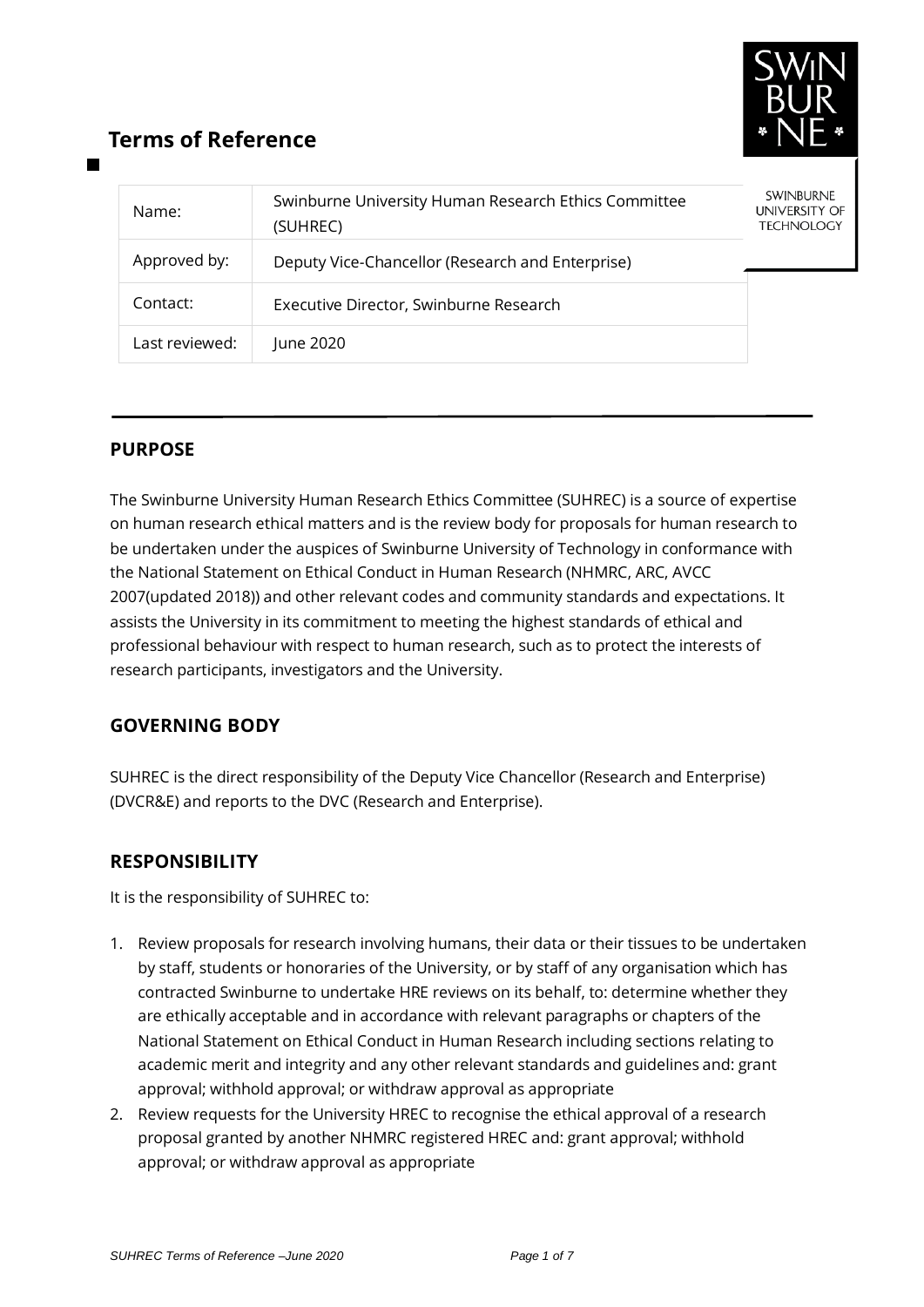# Terms of Reference

| Name: | Swinburne University Human Research Ethics Committee (SUHREC) |
|---|---|
| Approved by: | Deputy Vice-Chancellor (Research and Enterprise) |
| Contact: | Executive Director, Swinburne Research |
| Last reviewed: | June 2020 |

## PURPOSE

The Swinburne University Human Research Ethics Committee (SUHREC) is a source of expertise on human research ethical matters and is the review body for proposals for human research to be undertaken under the auspices of Swinburne University of Technology in conformance with the National Statement on Ethical Conduct in Human Research (NHMRC, ARC, AVCC 2007(updated 2018)) and other relevant codes and community standards and expectations. It assists the University in its commitment to meeting the highest standards of ethical and professional behaviour with respect to human research, such as to protect the interests of research participants, investigators and the University.

## GOVERNING BODY

SUHREC is the direct responsibility of the Deputy Vice Chancellor (Research and Enterprise) (DVCR&E) and reports to the DVC (Research and Enterprise).

## RESPONSIBILITY

It is the responsibility of SUHREC to:

1. Review proposals for research involving humans, their data or their tissues to be undertaken by staff, students or honoraries of the University, or by staff of any organisation which has contracted Swinburne to undertake HRE reviews on its behalf, to: determine whether they are ethically acceptable and in accordance with relevant paragraphs or chapters of the National Statement on Ethical Conduct in Human Research including sections relating to academic merit and integrity and any other relevant standards and guidelines and: grant approval; withhold approval; or withdraw approval as appropriate
2. Review requests for the University HREC to recognise the ethical approval of a research proposal granted by another NHMRC registered HREC and: grant approval; withhold approval; or withdraw approval as appropriate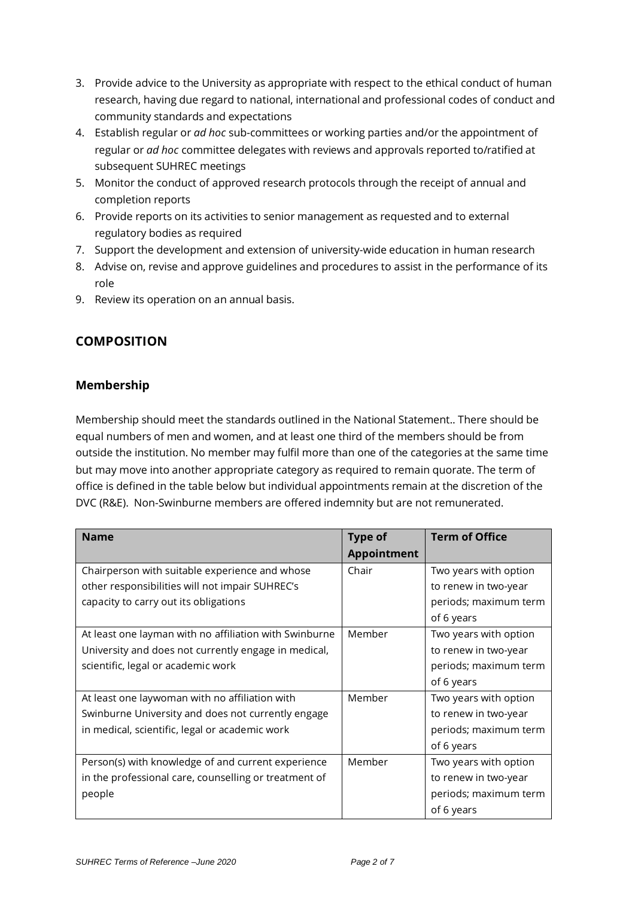3. Provide advice to the University as appropriate with respect to the ethical conduct of human research, having due regard to national, international and professional codes of conduct and community standards and expectations
4. Establish regular or *ad hoc* sub-committees or working parties and/or the appointment of regular or *ad hoc* committee delegates with reviews and approvals reported to/ratified at subsequent SUHREC meetings
5. Monitor the conduct of approved research protocols through the receipt of annual and completion reports
6. Provide reports on its activities to senior management as requested and to external regulatory bodies as required
7. Support the development and extension of university-wide education in human research
8. Advise on, revise and approve guidelines and procedures to assist in the performance of its role
9. Review its operation on an annual basis.

## COMPOSITION

### Membership

Membership should meet the standards outlined in the National Statement.. There should be equal numbers of men and women, and at least one third of the members should be from outside the institution. No member may fulfil more than one of the categories at the same time but may move into another appropriate category as required to remain quorate. The term of office is defined in the table below but individual appointments remain at the discretion of the DVC (R&E). Non-Swinburne members are offered indemnity but are not remunerated.

| Name | Type of Appointment | Term of Office |
|---|---|---|
| Chairperson with suitable experience and whose other responsibilities will not impair SUHREC's capacity to carry out its obligations | Chair | Two years with option to renew in two-year periods; maximum term of 6 years |
| At least one layman with no affiliation with Swinburne University and does not currently engage in medical, scientific, legal or academic work | Member | Two years with option to renew in two-year periods; maximum term of 6 years |
| At least one laywoman with no affiliation with Swinburne University and does not currently engage in medical, scientific, legal or academic work | Member | Two years with option to renew in two-year periods; maximum term of 6 years |
| Person(s) with knowledge of and current experience in the professional care, counselling or treatment of people | Member | Two years with option to renew in two-year periods; maximum term of 6 years |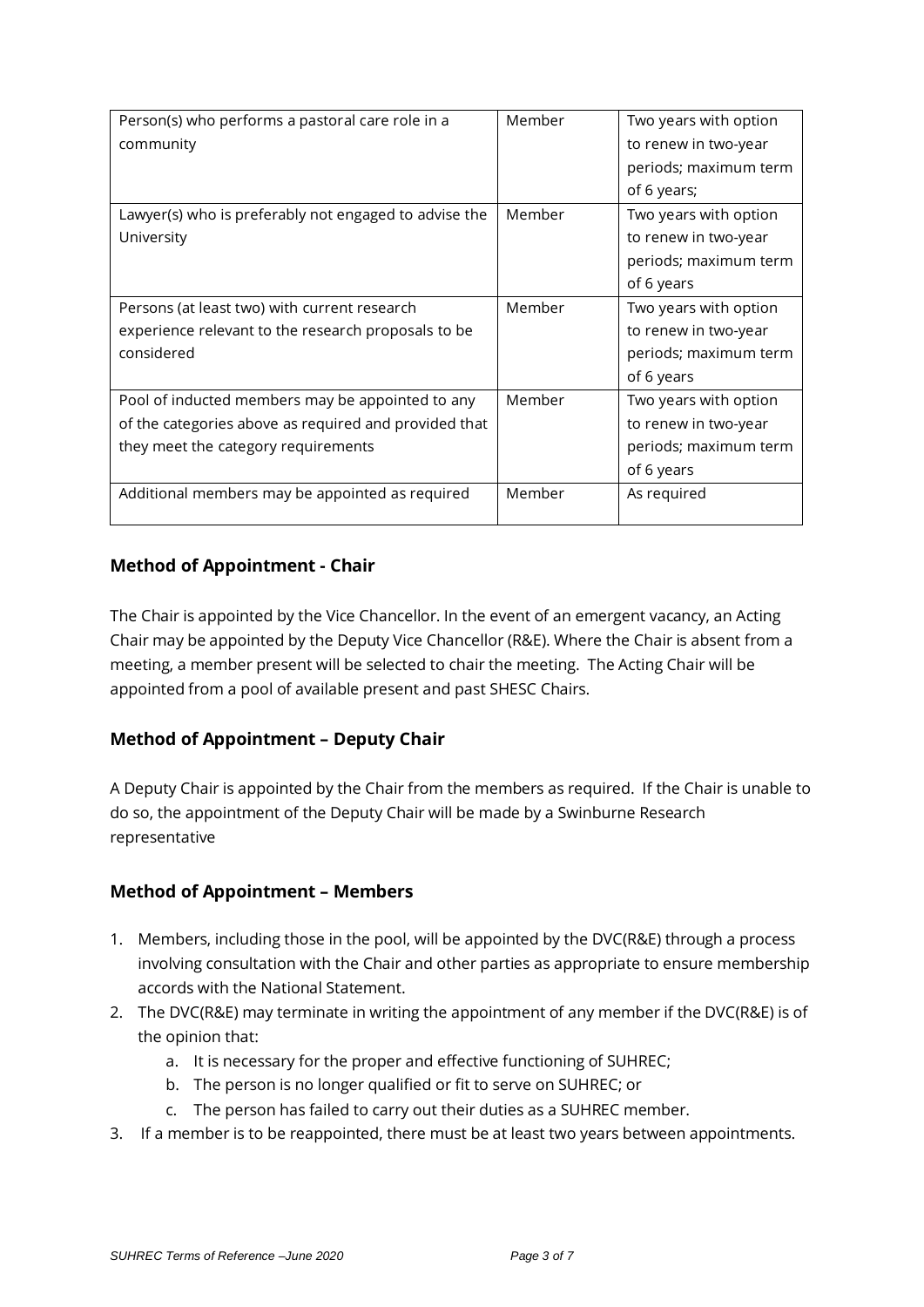| Person(s) who performs a pastoral care role in a community | Member | Two years with option to renew in two-year periods; maximum term of 6 years; |
|---|---|---|
| Lawyer(s) who is preferably not engaged to advise the University | Member | Two years with option to renew in two-year periods; maximum term of 6 years |
| Persons (at least two) with current research experience relevant to the research proposals to be considered | Member | Two years with option to renew in two-year periods; maximum term of 6 years |
| Pool of inducted members may be appointed to any of the categories above as required and provided that they meet the category requirements | Member | Two years with option to renew in two-year periods; maximum term of 6 years |
| Additional members may be appointed as required | Member | As required |

### Method of Appointment - Chair

The Chair is appointed by the Vice Chancellor. In the event of an emergent vacancy, an Acting Chair may be appointed by the Deputy Vice Chancellor (R&E). Where the Chair is absent from a meeting, a member present will be selected to chair the meeting. The Acting Chair will be appointed from a pool of available present and past SHESC Chairs.

### Method of Appointment – Deputy Chair

A Deputy Chair is appointed by the Chair from the members as required. If the Chair is unable to do so, the appointment of the Deputy Chair will be made by a Swinburne Research representative

### Method of Appointment – Members

1. Members, including those in the pool, will be appointed by the DVC(R&E) through a process involving consultation with the Chair and other parties as appropriate to ensure membership accords with the National Statement.
2. The DVC(R&E) may terminate in writing the appointment of any member if the DVC(R&E) is of the opinion that:
   a. It is necessary for the proper and effective functioning of SUHREC;
   b. The person is no longer qualified or fit to serve on SUHREC; or
   c. The person has failed to carry out their duties as a SUHREC member.
3. If a member is to be reappointed, there must be at least two years between appointments.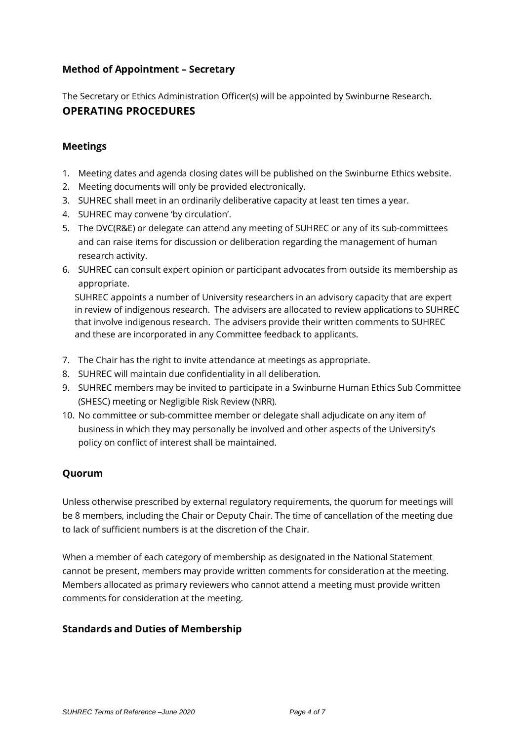### Method of Appointment – Secretary

The Secretary or Ethics Administration Officer(s) will be appointed by Swinburne Research.

## OPERATING PROCEDURES

### Meetings

1. Meeting dates and agenda closing dates will be published on the Swinburne Ethics website.
2. Meeting documents will only be provided electronically.
3. SUHREC shall meet in an ordinarily deliberative capacity at least ten times a year.
4. SUHREC may convene 'by circulation'.
5. The DVC(R&E) or delegate can attend any meeting of SUHREC or any of its sub-committees and can raise items for discussion or deliberation regarding the management of human research activity.
6. SUHREC can consult expert opinion or participant advocates from outside its membership as appropriate.

   SUHREC appoints a number of University researchers in an advisory capacity that are expert in review of indigenous research. The advisers are allocated to review applications to SUHREC that involve indigenous research. The advisers provide their written comments to SUHREC and these are incorporated in any Committee feedback to applicants.

7. The Chair has the right to invite attendance at meetings as appropriate.
8. SUHREC will maintain due confidentiality in all deliberation.
9. SUHREC members may be invited to participate in a Swinburne Human Ethics Sub Committee (SHESC) meeting or Negligible Risk Review (NRR).
10. No committee or sub-committee member or delegate shall adjudicate on any item of business in which they may personally be involved and other aspects of the University's policy on conflict of interest shall be maintained.

### Quorum

Unless otherwise prescribed by external regulatory requirements, the quorum for meetings will be 8 members, including the Chair or Deputy Chair. The time of cancellation of the meeting due to lack of sufficient numbers is at the discretion of the Chair.

When a member of each category of membership as designated in the National Statement cannot be present, members may provide written comments for consideration at the meeting. Members allocated as primary reviewers who cannot attend a meeting must provide written comments for consideration at the meeting.

### Standards and Duties of Membership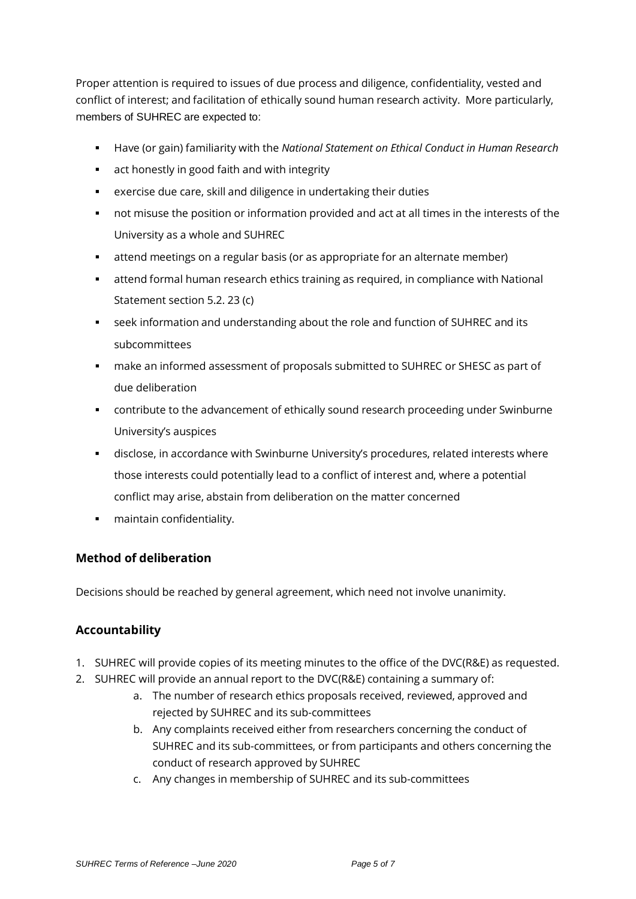Proper attention is required to issues of due process and diligence, confidentiality, vested and conflict of interest; and facilitation of ethically sound human research activity. More particularly, members of SUHREC are expected to:

- Have (or gain) familiarity with the *National Statement on Ethical Conduct in Human Research*
- act honestly in good faith and with integrity
- exercise due care, skill and diligence in undertaking their duties
- not misuse the position or information provided and act at all times in the interests of the University as a whole and SUHREC
- attend meetings on a regular basis (or as appropriate for an alternate member)
- attend formal human research ethics training as required, in compliance with National Statement section 5.2. 23 (c)
- seek information and understanding about the role and function of SUHREC and its subcommittees
- make an informed assessment of proposals submitted to SUHREC or SHESC as part of due deliberation
- contribute to the advancement of ethically sound research proceeding under Swinburne University's auspices
- disclose, in accordance with Swinburne University's procedures, related interests where those interests could potentially lead to a conflict of interest and, where a potential conflict may arise, abstain from deliberation on the matter concerned
- maintain confidentiality.

## Method of deliberation

Decisions should be reached by general agreement, which need not involve unanimity.

## Accountability

1. SUHREC will provide copies of its meeting minutes to the office of the DVC(R&E) as requested.
2. SUHREC will provide an annual report to the DVC(R&E) containing a summary of:
   a. The number of research ethics proposals received, reviewed, approved and rejected by SUHREC and its sub-committees
   b. Any complaints received either from researchers concerning the conduct of SUHREC and its sub-committees, or from participants and others concerning the conduct of research approved by SUHREC
   c. Any changes in membership of SUHREC and its sub-committees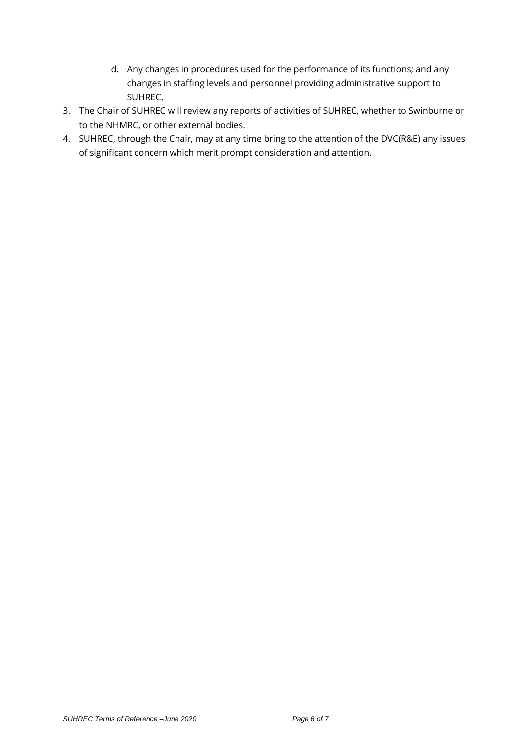d. Any changes in procedures used for the performance of its functions; and any changes in staffing levels and personnel providing administrative support to SUHREC.

3. The Chair of SUHREC will review any reports of activities of SUHREC, whether to Swinburne or to the NHMRC, or other external bodies.
4. SUHREC, through the Chair, may at any time bring to the attention of the DVC(R&E) any issues of significant concern which merit prompt consideration and attention.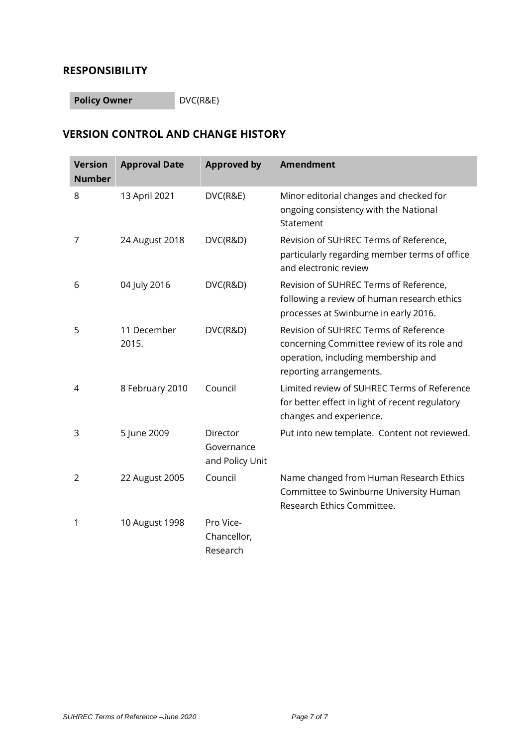## RESPONSIBILITY

| | |
|---|---|
| **Policy Owner** | DVC(R&E) |

## VERSION CONTROL AND CHANGE HISTORY

| Version Number | Approval Date | Approved by | Amendment |
|---|---|---|---|
| 8 | 13 April 2021 | DVC(R&E) | Minor editorial changes and checked for ongoing consistency with the National Statement |
| 7 | 24 August 2018 | DVC(R&D) | Revision of SUHREC Terms of Reference, particularly regarding member terms of office and electronic review |
| 6 | 04 July 2016 | DVC(R&D) | Revision of SUHREC Terms of Reference, following a review of human research ethics processes at Swinburne in early 2016. |
| 5 | 11 December 2015. | DVC(R&D) | Revision of SUHREC Terms of Reference concerning Committee review of its role and operation, including membership and reporting arrangements. |
| 4 | 8 February 2010 | Council | Limited review of SUHREC Terms of Reference for better effect in light of recent regulatory changes and experience. |
| 3 | 5 June 2009 | Director Governance and Policy Unit | Put into new template. Content not reviewed. |
| 2 | 22 August 2005 | Council | Name changed from Human Research Ethics Committee to Swinburne University Human Research Ethics Committee. |
| 1 | 10 August 1998 | Pro Vice-Chancellor, Research | |